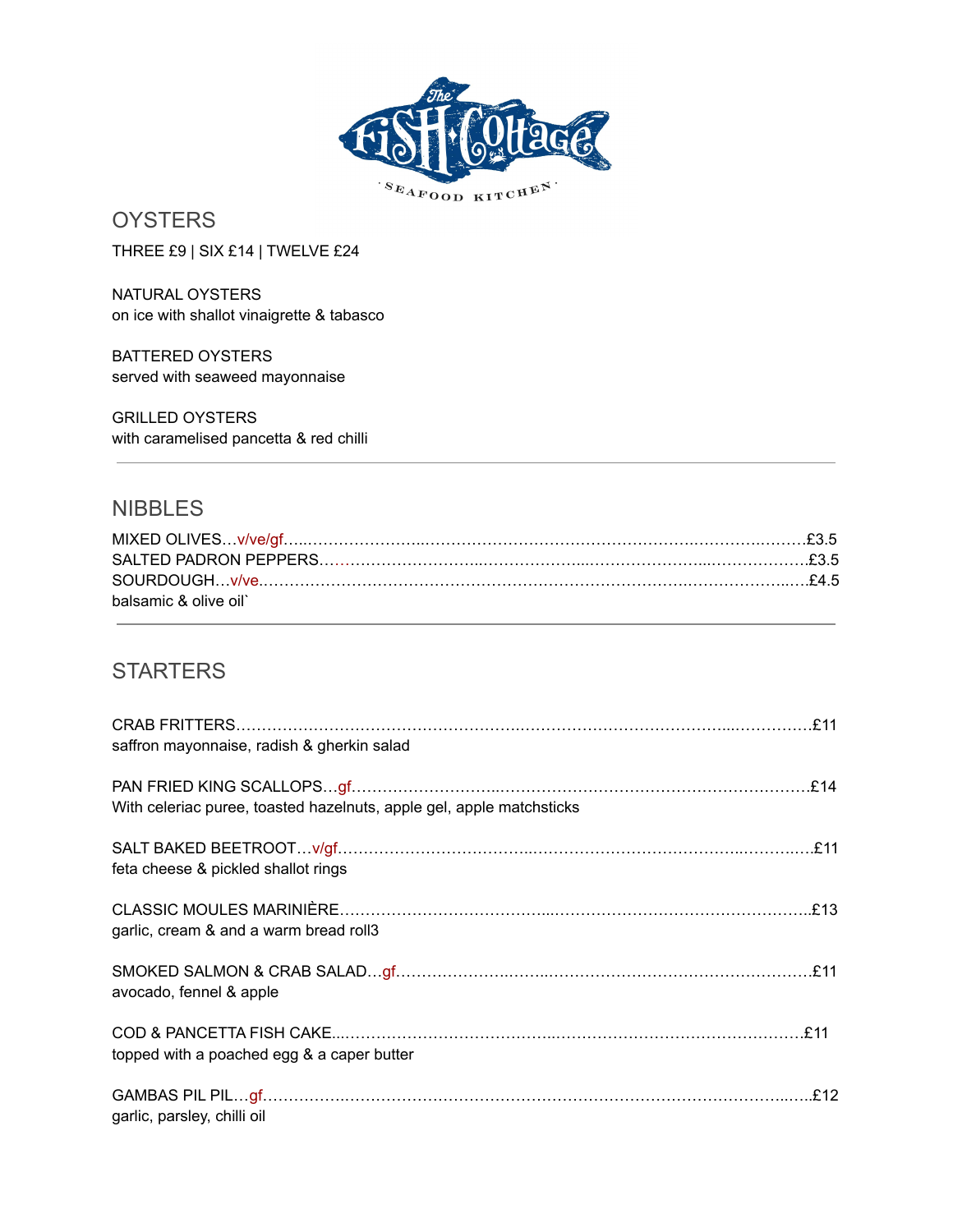# The Fish Cottage

SEAFOOD KITCHEN

## OYSTERS

THREE £9 | SIX £14 | TWELVE £24

NATURAL OYSTERS
on ice with shallot vinaigrette & tabasco

BATTERED OYSTERS
served with seaweed mayonnaise

GRILLED OYSTERS
with caramelised pancetta & red chilli

---

## NIBBLES

MIXED OLIVES…v/ve/gf……£3.5
SALTED PADRON PEPPERS……£3.5
SOURDOUGH…v/ve……£4.5
balsamic & olive oil`

---

## STARTERS

CRAB FRITTERS……£11
saffron mayonnaise, radish & gherkin salad

PAN FRIED KING SCALLOPS…gf……£14
With celeriac puree, toasted hazelnuts, apple gel, apple matchsticks

SALT BAKED BEETROOT…v/gf……£11
feta cheese & pickled shallot rings

CLASSIC MOULES MARINIÈRE……£13
garlic, cream & and a warm bread roll3

SMOKED SALMON & CRAB SALAD…gf……£11
avocado, fennel & apple

COD & PANCETTA FISH CAKE……£11
topped with a poached egg & a caper butter

GAMBAS PIL PIL…gf……£12
garlic, parsley, chilli oil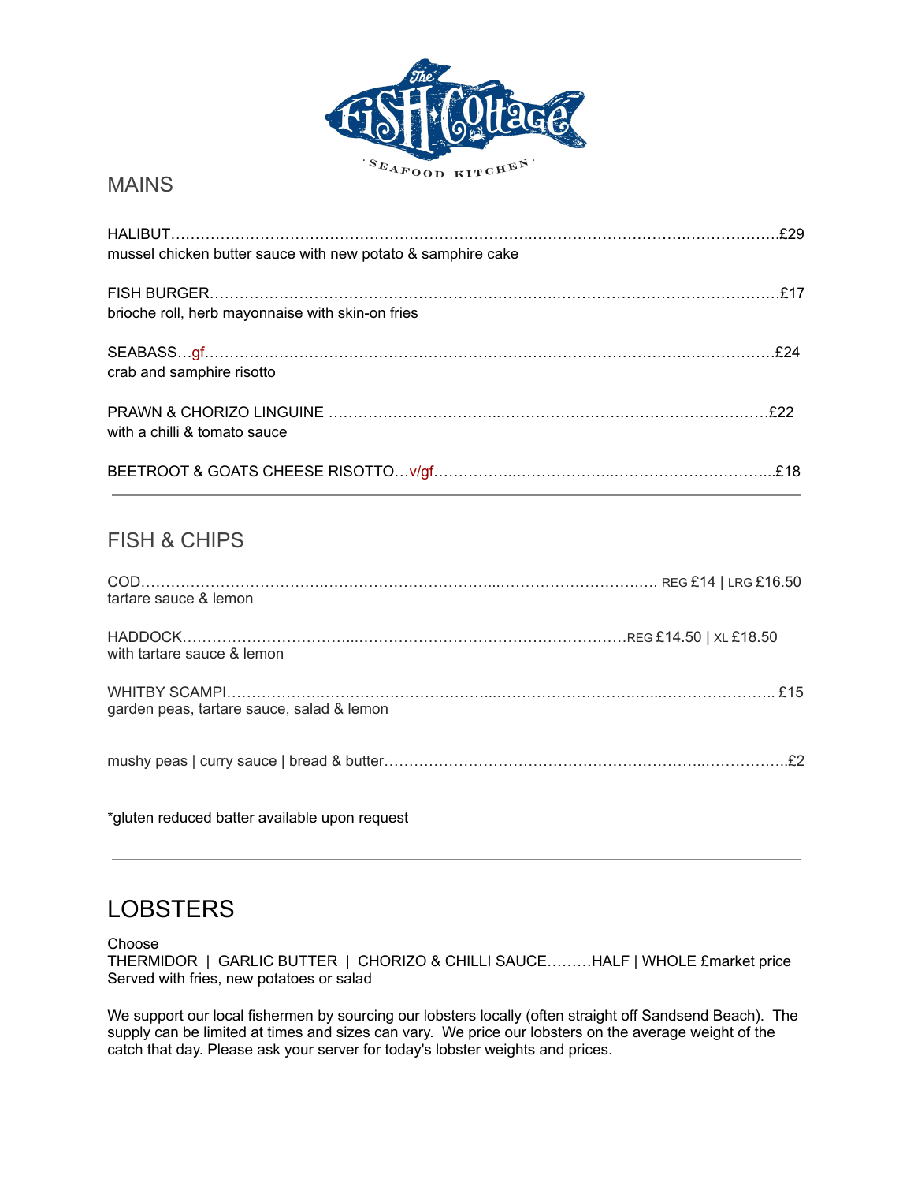The Fish Cottage · SEAFOOD KITCHEN ·

## MAINS

HALIBUT…………………………………………………………………………………………………………£29
mussel chicken butter sauce with new potato & samphire cake

FISH BURGER……………………………………………………………………………………………………£17
brioche roll, herb mayonnaise with skin-on fries

SEABASS…gf……………………………………………………………………………………………………£24
crab and samphire risotto

PRAWN & CHORIZO LINGUINE ………………………………………………………………………………£22
with a chilli & tomato sauce

BEETROOT & GOATS CHEESE RISOTTO…v/gf………………………………………………………………£18

---

## FISH & CHIPS

COD……………………………………………………………………………………… REG £14 | LRG £16.50
tartare sauce & lemon

HADDOCK…………………………………………………………………………REG £14.50 | XL £18.50
with tartare sauce & lemon

WHITBY SCAMPI………………………………………………………………………………………… £15
garden peas, tartare sauce, salad & lemon

mushy peas | curry sauce | bread & butter………………………………………………………………£2

*gluten reduced batter available upon request

---

# LOBSTERS

Choose
THERMIDOR | GARLIC BUTTER | CHORIZO & CHILLI SAUCE………HALF | WHOLE £market price
Served with fries, new potatoes or salad

We support our local fishermen by sourcing our lobsters locally (often straight off Sandsend Beach). The supply can be limited at times and sizes can vary. We price our lobsters on the average weight of the catch that day. Please ask your server for today's lobster weights and prices.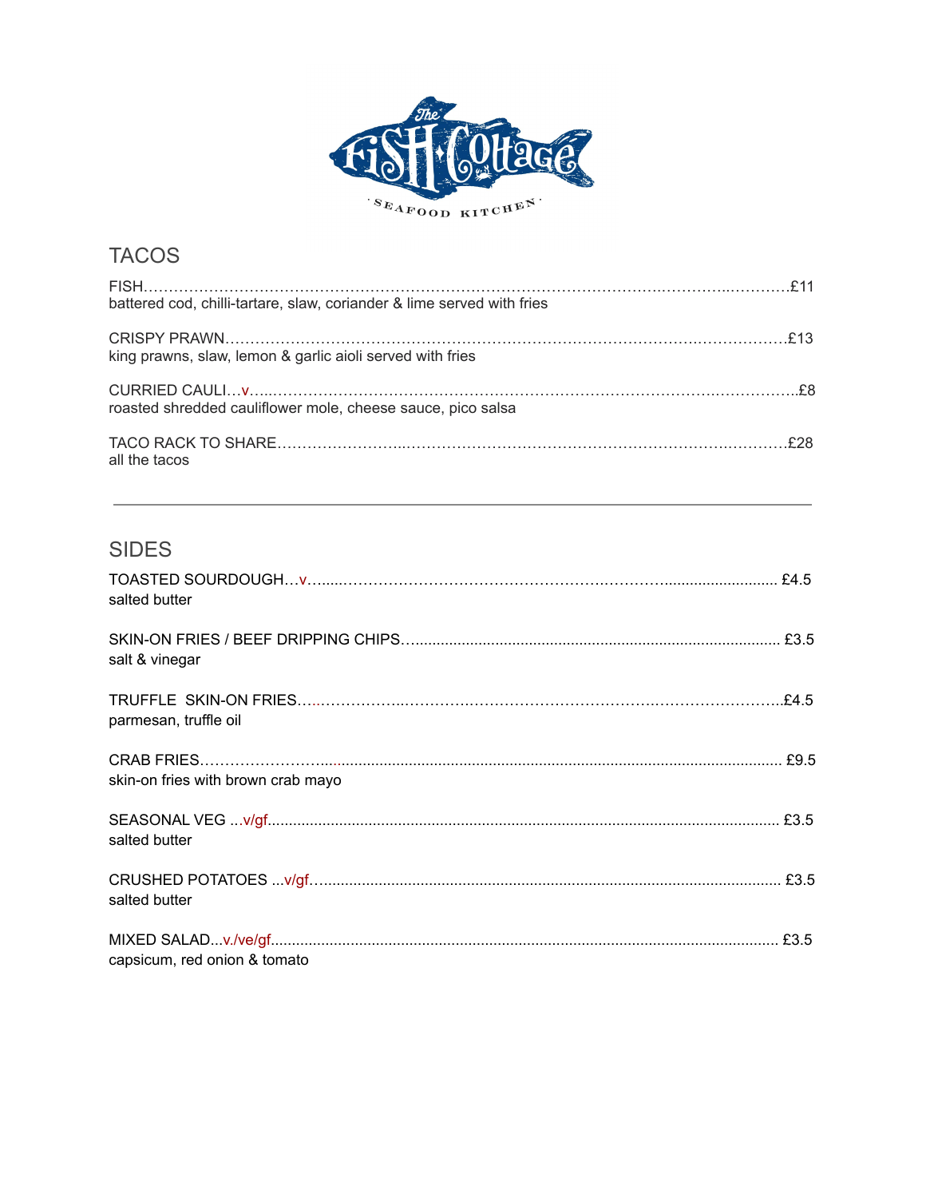# The Fish Cottage

SEAFOOD KITCHEN

## TACOS

FISH……………………………………………………………………………………………£11
battered cod, chilli-tartare, slaw, coriander & lime served with fries

CRISPY PRAWN…………………………………………………………………………………£13
king prawns, slaw, lemon & garlic aioli served with fries

CURRIED CAULI…v…………………………………………………………………………………£8
roasted shredded cauliflower mole, cheese sauce, pico salsa

TACO RACK TO SHARE……………………………………………………………………………£28
all the tacos

---

## SIDES

TOASTED SOURDOUGH…v………………………………………………………………………… £4.5
salted butter

SKIN-ON FRIES / BEEF DRIPPING CHIPS………………………………………………………… £3.5
salt & vinegar

TRUFFLE SKIN-ON FRIES…………………………………………………………………………£4.5
parmesan, truffle oil

CRAB FRIES………………………………………………………………………………………… £9.5
skin-on fries with brown crab mayo

SEASONAL VEG ...v/gf……………………………………………………………………………… £3.5
salted butter

CRUSHED POTATOES ...v/gf………………………………………………………………………… £3.5
salted butter

MIXED SALAD...v./ve/gf…………………………………………………………………………… £3.5
capsicum, red onion & tomato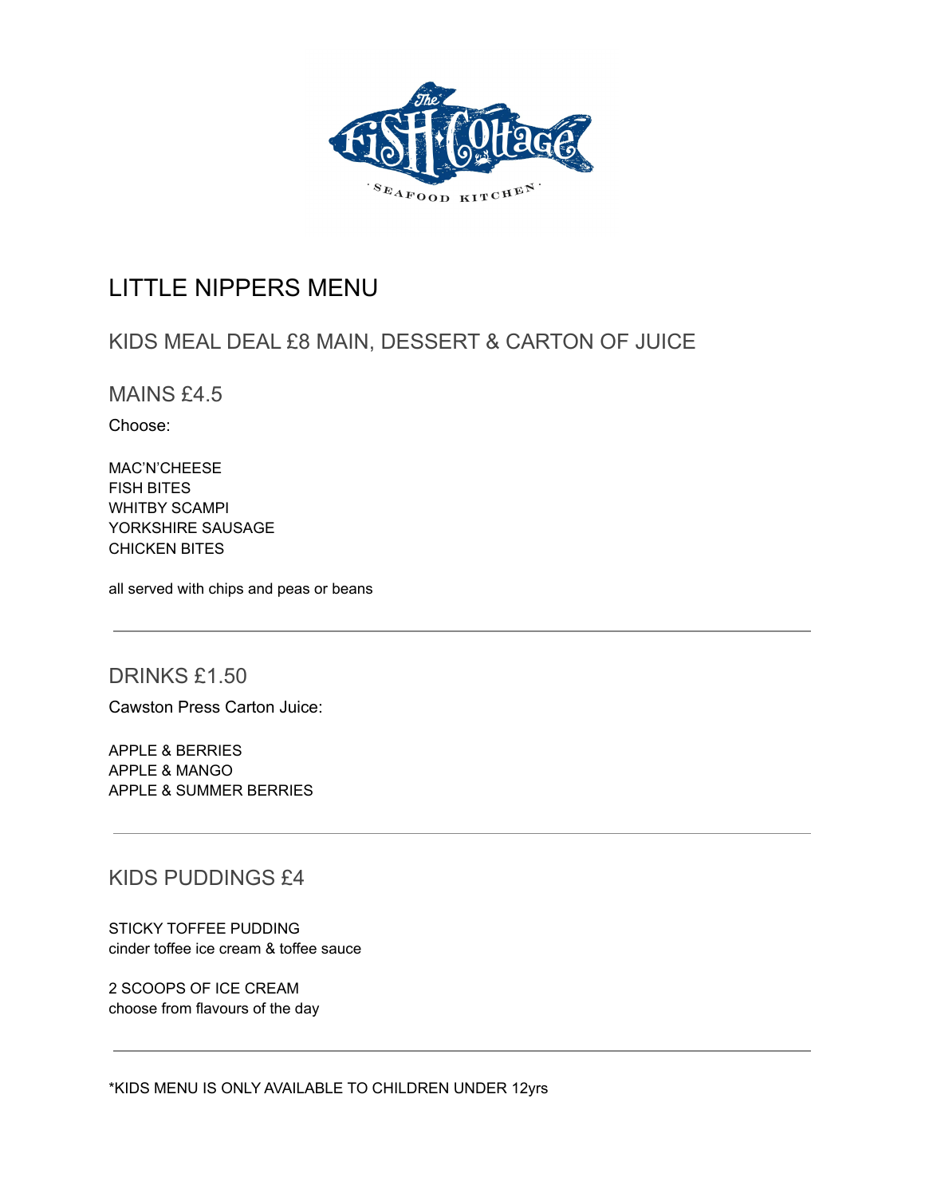# LITTLE NIPPERS MENU

## KIDS MEAL DEAL £8 MAIN, DESSERT & CARTON OF JUICE

## MAINS £4.5

Choose:

MAC'N'CHEESE
FISH BITES
WHITBY SCAMPI
YORKSHIRE SAUSAGE
CHICKEN BITES

all served with chips and peas or beans

---

## DRINKS £1.50

Cawston Press Carton Juice:

APPLE & BERRIES
APPLE & MANGO
APPLE & SUMMER BERRIES

---

## KIDS PUDDINGS £4

STICKY TOFFEE PUDDING
cinder toffee ice cream & toffee sauce

2 SCOOPS OF ICE CREAM
choose from flavours of the day

---

*KIDS MENU IS ONLY AVAILABLE TO CHILDREN UNDER 12yrs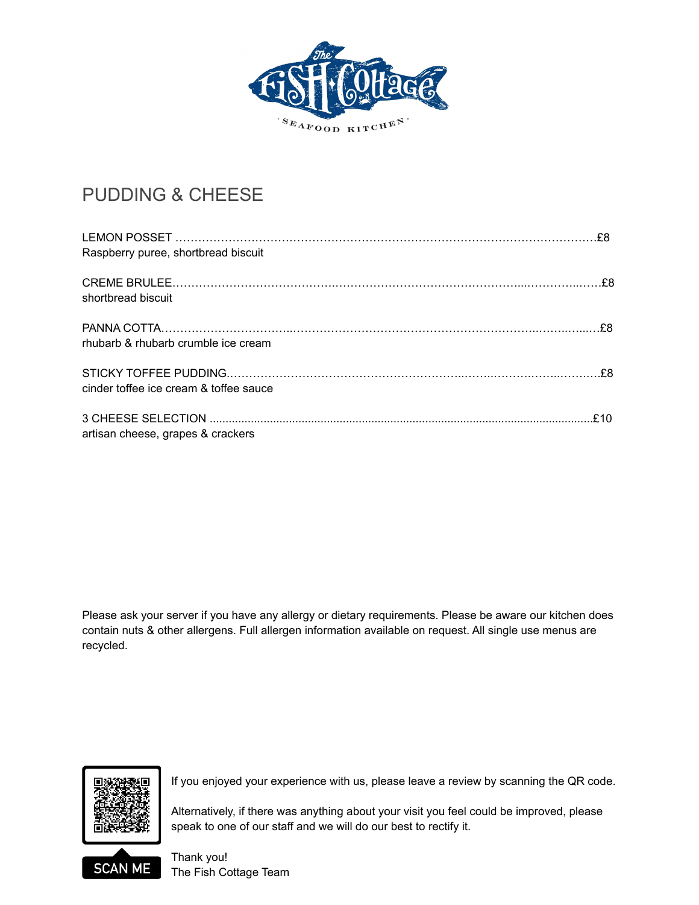The Fish Cottage

SEAFOOD KITCHEN

## PUDDING & CHEESE

LEMON POSSET ………………………………………………………………………………………………£8
Raspberry puree, shortbread biscuit

CREME BRULEE………………………………………………………………………………………………£8
shortbread biscuit

PANNA COTTA………………………………………………………………………………………………£8
rhubarb & rhubarb crumble ice cream

STICKY TOFFEE PUDDING……………………………………………………………………………………£8
cinder toffee ice cream & toffee sauce

3 CHEESE SELECTION ..........................................................................................................£10
artisan cheese, grapes & crackers

Please ask your server if you have any allergy or dietary requirements. Please be aware our kitchen does contain nuts & other allergens. Full allergen information available on request. All single use menus are recycled.

SCAN ME

If you enjoyed your experience with us, please leave a review by scanning the QR code.

Alternatively, if there was anything about your visit you feel could be improved, please speak to one of our staff and we will do our best to rectify it.

Thank you!
The Fish Cottage Team